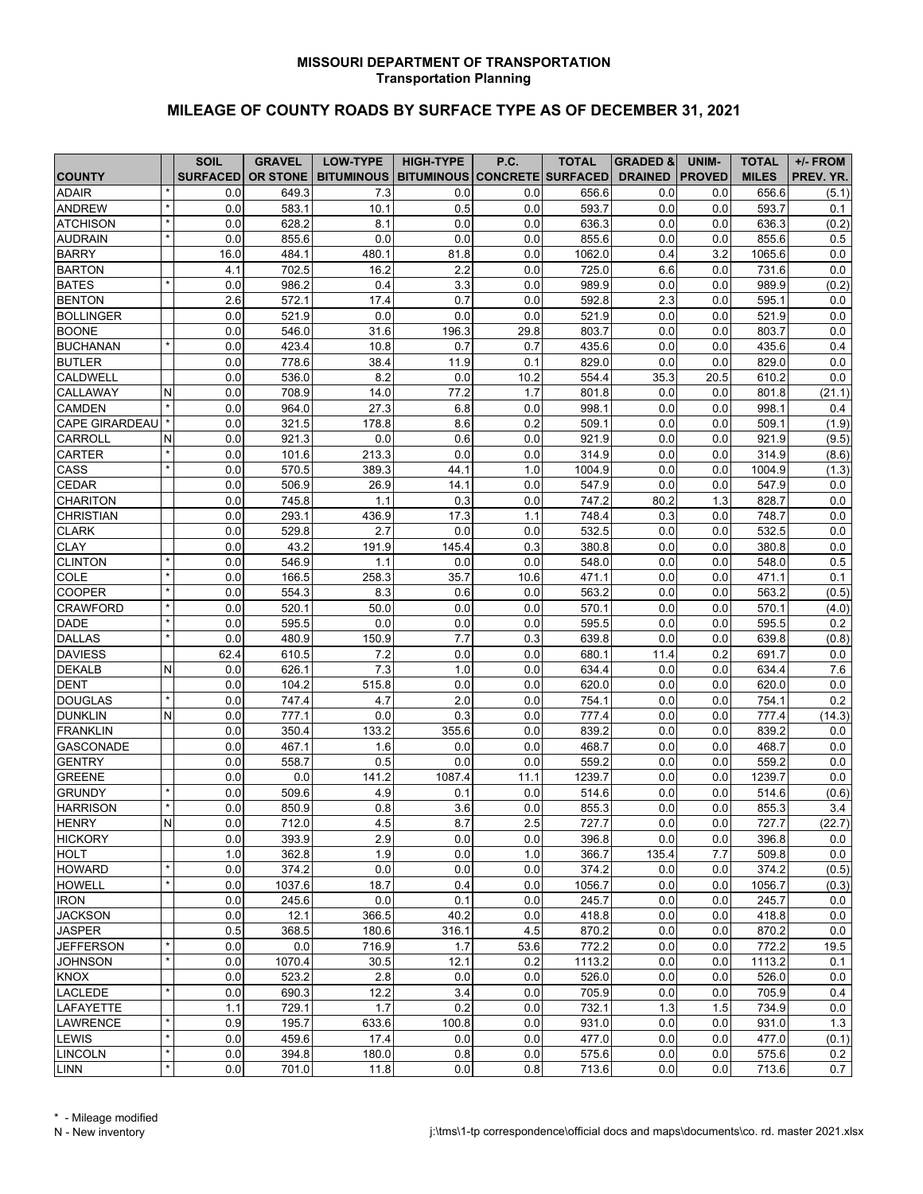**MISSOURI DEPARTMENT OF TRANSPORTATION**
**Transportation Planning**

## MILEAGE OF COUNTY ROADS BY SURFACE TYPE AS OF DECEMBER 31, 2021

| COUNTY | | SOIL SURFACED | GRAVEL OR STONE | LOW-TYPE BITUMINOUS | HIGH-TYPE BITUMINOUS | P.C. CONCRETE | TOTAL SURFACED | GRADED & DRAINED | UNIM-PROVED | TOTAL MILES | +/- FROM PREV. YR. |
|---|---|---|---|---|---|---|---|---|---|---|---|
| ADAIR | * | 0.0 | 649.3 | 7.3 | 0.0 | 0.0 | 656.6 | 0.0 | 0.0 | 656.6 | (5.1) |
| ANDREW | * | 0.0 | 583.1 | 10.1 | 0.5 | 0.0 | 593.7 | 0.0 | 0.0 | 593.7 | 0.1 |
| ATCHISON | * | 0.0 | 628.2 | 8.1 | 0.0 | 0.0 | 636.3 | 0.0 | 0.0 | 636.3 | (0.2) |
| AUDRAIN | * | 0.0 | 855.6 | 0.0 | 0.0 | 0.0 | 855.6 | 0.0 | 0.0 | 855.6 | 0.5 |
| BARRY | | 16.0 | 484.1 | 480.1 | 81.8 | 0.0 | 1062.0 | 0.4 | 3.2 | 1065.6 | 0.0 |
| BARTON | | 4.1 | 702.5 | 16.2 | 2.2 | 0.0 | 725.0 | 6.6 | 0.0 | 731.6 | 0.0 |
| BATES | * | 0.0 | 986.2 | 0.4 | 3.3 | 0.0 | 989.9 | 0.0 | 0.0 | 989.9 | (0.2) |
| BENTON | | 2.6 | 572.1 | 17.4 | 0.7 | 0.0 | 592.8 | 2.3 | 0.0 | 595.1 | 0.0 |
| BOLLINGER | | 0.0 | 521.9 | 0.0 | 0.0 | 0.0 | 521.9 | 0.0 | 0.0 | 521.9 | 0.0 |
| BOONE | | 0.0 | 546.0 | 31.6 | 196.3 | 29.8 | 803.7 | 0.0 | 0.0 | 803.7 | 0.0 |
| BUCHANAN | * | 0.0 | 423.4 | 10.8 | 0.7 | 0.7 | 435.6 | 0.0 | 0.0 | 435.6 | 0.4 |
| BUTLER | | 0.0 | 778.6 | 38.4 | 11.9 | 0.1 | 829.0 | 0.0 | 0.0 | 829.0 | 0.0 |
| CALDWELL | | 0.0 | 536.0 | 8.2 | 0.0 | 10.2 | 554.4 | 35.3 | 20.5 | 610.2 | 0.0 |
| CALLAWAY | N | 0.0 | 708.9 | 14.0 | 77.2 | 1.7 | 801.8 | 0.0 | 0.0 | 801.8 | (21.1) |
| CAMDEN | * | 0.0 | 964.0 | 27.3 | 6.8 | 0.0 | 998.1 | 0.0 | 0.0 | 998.1 | 0.4 |
| CAPE GIRARDEAU | * | 0.0 | 321.5 | 178.8 | 8.6 | 0.2 | 509.1 | 0.0 | 0.0 | 509.1 | (1.9) |
| CARROLL | N | 0.0 | 921.3 | 0.0 | 0.6 | 0.0 | 921.9 | 0.0 | 0.0 | 921.9 | (9.5) |
| CARTER | * | 0.0 | 101.6 | 213.3 | 0.0 | 0.0 | 314.9 | 0.0 | 0.0 | 314.9 | (8.6) |
| CASS | * | 0.0 | 570.5 | 389.3 | 44.1 | 1.0 | 1004.9 | 0.0 | 0.0 | 1004.9 | (1.3) |
| CEDAR | | 0.0 | 506.9 | 26.9 | 14.1 | 0.0 | 547.9 | 0.0 | 0.0 | 547.9 | 0.0 |
| CHARITON | | 0.0 | 745.8 | 1.1 | 0.3 | 0.0 | 747.2 | 80.2 | 1.3 | 828.7 | 0.0 |
| CHRISTIAN | | 0.0 | 293.1 | 436.9 | 17.3 | 1.1 | 748.4 | 0.3 | 0.0 | 748.7 | 0.0 |
| CLARK | | 0.0 | 529.8 | 2.7 | 0.0 | 0.0 | 532.5 | 0.0 | 0.0 | 532.5 | 0.0 |
| CLAY | | 0.0 | 43.2 | 191.9 | 145.4 | 0.3 | 380.8 | 0.0 | 0.0 | 380.8 | 0.0 |
| CLINTON | * | 0.0 | 546.9 | 1.1 | 0.0 | 0.0 | 548.0 | 0.0 | 0.0 | 548.0 | 0.5 |
| COLE | * | 0.0 | 166.5 | 258.3 | 35.7 | 10.6 | 471.1 | 0.0 | 0.0 | 471.1 | 0.1 |
| COOPER | * | 0.0 | 554.3 | 8.3 | 0.6 | 0.0 | 563.2 | 0.0 | 0.0 | 563.2 | (0.5) |
| CRAWFORD | * | 0.0 | 520.1 | 50.0 | 0.0 | 0.0 | 570.1 | 0.0 | 0.0 | 570.1 | (4.0) |
| DADE | * | 0.0 | 595.5 | 0.0 | 0.0 | 0.0 | 595.5 | 0.0 | 0.0 | 595.5 | 0.2 |
| DALLAS | * | 0.0 | 480.9 | 150.9 | 7.7 | 0.3 | 639.8 | 0.0 | 0.0 | 639.8 | (0.8) |
| DAVIESS | | 62.4 | 610.5 | 7.2 | 0.0 | 0.0 | 680.1 | 11.4 | 0.2 | 691.7 | 0.0 |
| DEKALB | N | 0.0 | 626.1 | 7.3 | 1.0 | 0.0 | 634.4 | 0.0 | 0.0 | 634.4 | 7.6 |
| DENT | | 0.0 | 104.2 | 515.8 | 0.0 | 0.0 | 620.0 | 0.0 | 0.0 | 620.0 | 0.0 |
| DOUGLAS | * | 0.0 | 747.4 | 4.7 | 2.0 | 0.0 | 754.1 | 0.0 | 0.0 | 754.1 | 0.2 |
| DUNKLIN | N | 0.0 | 777.1 | 0.0 | 0.3 | 0.0 | 777.4 | 0.0 | 0.0 | 777.4 | (14.3) |
| FRANKLIN | | 0.0 | 350.4 | 133.2 | 355.6 | 0.0 | 839.2 | 0.0 | 0.0 | 839.2 | 0.0 |
| GASCONADE | | 0.0 | 467.1 | 1.6 | 0.0 | 0.0 | 468.7 | 0.0 | 0.0 | 468.7 | 0.0 |
| GENTRY | | 0.0 | 558.7 | 0.5 | 0.0 | 0.0 | 559.2 | 0.0 | 0.0 | 559.2 | 0.0 |
| GREENE | | 0.0 | 0.0 | 141.2 | 1087.4 | 11.1 | 1239.7 | 0.0 | 0.0 | 1239.7 | 0.0 |
| GRUNDY | * | 0.0 | 509.6 | 4.9 | 0.1 | 0.0 | 514.6 | 0.0 | 0.0 | 514.6 | (0.6) |
| HARRISON | * | 0.0 | 850.9 | 0.8 | 3.6 | 0.0 | 855.3 | 0.0 | 0.0 | 855.3 | 3.4 |
| HENRY | N | 0.0 | 712.0 | 4.5 | 8.7 | 2.5 | 727.7 | 0.0 | 0.0 | 727.7 | (22.7) |
| HICKORY | | 0.0 | 393.9 | 2.9 | 0.0 | 0.0 | 396.8 | 0.0 | 0.0 | 396.8 | 0.0 |
| HOLT | | 1.0 | 362.8 | 1.9 | 0.0 | 1.0 | 366.7 | 135.4 | 7.7 | 509.8 | 0.0 |
| HOWARD | * | 0.0 | 374.2 | 0.0 | 0.0 | 0.0 | 374.2 | 0.0 | 0.0 | 374.2 | (0.5) |
| HOWELL | * | 0.0 | 1037.6 | 18.7 | 0.4 | 0.0 | 1056.7 | 0.0 | 0.0 | 1056.7 | (0.3) |
| IRON | | 0.0 | 245.6 | 0.0 | 0.1 | 0.0 | 245.7 | 0.0 | 0.0 | 245.7 | 0.0 |
| JACKSON | | 0.0 | 12.1 | 366.5 | 40.2 | 0.0 | 418.8 | 0.0 | 0.0 | 418.8 | 0.0 |
| JASPER | | 0.5 | 368.5 | 180.6 | 316.1 | 4.5 | 870.2 | 0.0 | 0.0 | 870.2 | 0.0 |
| JEFFERSON | * | 0.0 | 0.0 | 716.9 | 1.7 | 53.6 | 772.2 | 0.0 | 0.0 | 772.2 | 19.5 |
| JOHNSON | * | 0.0 | 1070.4 | 30.5 | 12.1 | 0.2 | 1113.2 | 0.0 | 0.0 | 1113.2 | 0.1 |
| KNOX | | 0.0 | 523.2 | 2.8 | 0.0 | 0.0 | 526.0 | 0.0 | 0.0 | 526.0 | 0.0 |
| LACLEDE | * | 0.0 | 690.3 | 12.2 | 3.4 | 0.0 | 705.9 | 0.0 | 0.0 | 705.9 | 0.4 |
| LAFAYETTE | | 1.1 | 729.1 | 1.7 | 0.2 | 0.0 | 732.1 | 1.3 | 1.5 | 734.9 | 0.0 |
| LAWRENCE | * | 0.9 | 195.7 | 633.6 | 100.8 | 0.0 | 931.0 | 0.0 | 0.0 | 931.0 | 1.3 |
| LEWIS | * | 0.0 | 459.6 | 17.4 | 0.0 | 0.0 | 477.0 | 0.0 | 0.0 | 477.0 | (0.1) |
| LINCOLN | * | 0.0 | 394.8 | 180.0 | 0.8 | 0.0 | 575.6 | 0.0 | 0.0 | 575.6 | 0.2 |
| LINN | * | 0.0 | 701.0 | 11.8 | 0.0 | 0.8 | 713.6 | 0.0 | 0.0 | 713.6 | 0.7 |

\* - Mileage modified
N - New inventory

j:\tms\1-tp correspondence\official docs and maps\documents\co. rd. master 2021.xlsx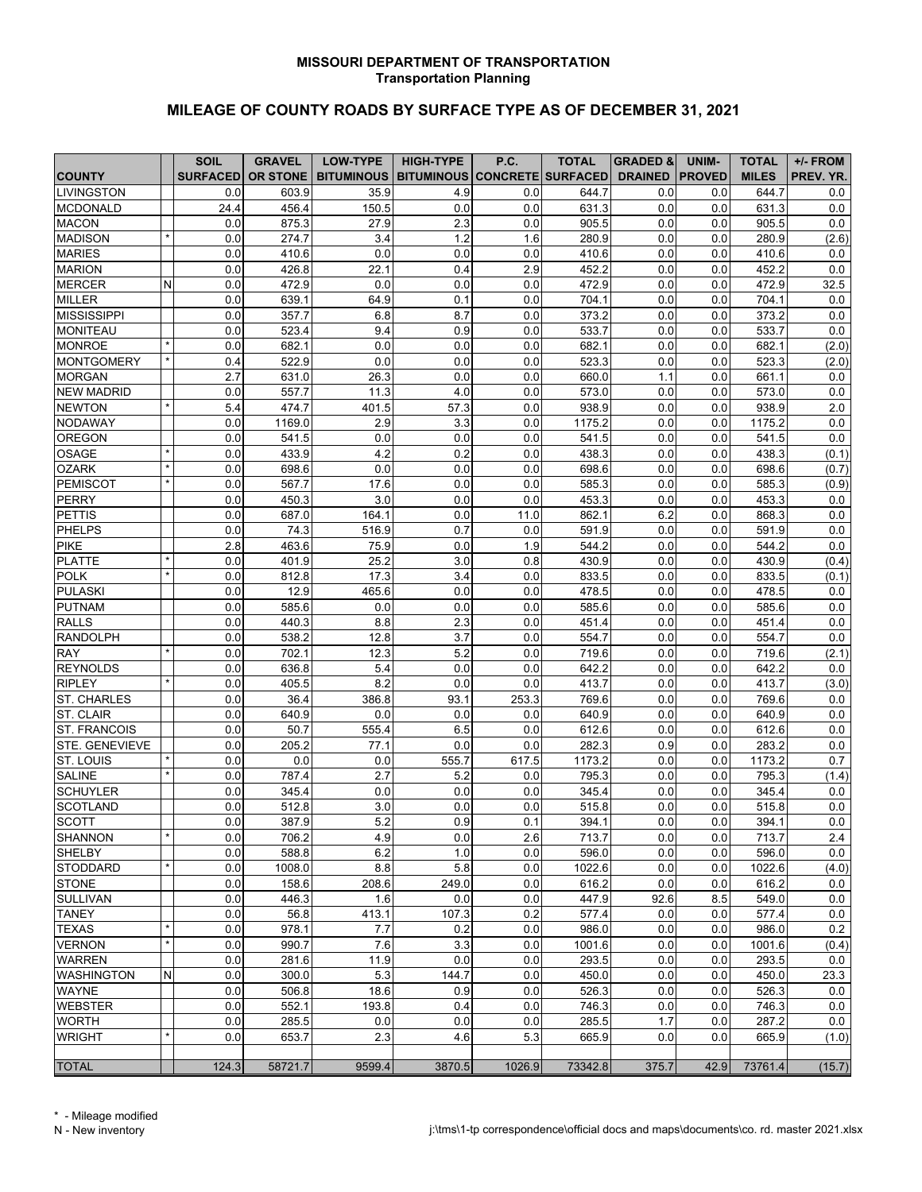**MISSOURI DEPARTMENT OF TRANSPORTATION**
**Transportation Planning**

## MILEAGE OF COUNTY ROADS BY SURFACE TYPE AS OF DECEMBER 31, 2021

| COUNTY | | SOIL SURFACED | GRAVEL OR STONE | LOW-TYPE BITUMINOUS | HIGH-TYPE BITUMINOUS | P.C. CONCRETE | TOTAL SURFACED | GRADED & DRAINED | UNIM-PROVED | TOTAL MILES | +/- FROM PREV. YR. |
|---|---|---|---|---|---|---|---|---|---|---|---|
| LIVINGSTON | | 0.0 | 603.9 | 35.9 | 4.9 | 0.0 | 644.7 | 0.0 | 0.0 | 644.7 | 0.0 |
| MCDONALD | | 24.4 | 456.4 | 150.5 | 0.0 | 0.0 | 631.3 | 0.0 | 0.0 | 631.3 | 0.0 |
| MACON | | 0.0 | 875.3 | 27.9 | 2.3 | 0.0 | 905.5 | 0.0 | 0.0 | 905.5 | 0.0 |
| MADISON | * | 0.0 | 274.7 | 3.4 | 1.2 | 1.6 | 280.9 | 0.0 | 0.0 | 280.9 | (2.6) |
| MARIES | | 0.0 | 410.6 | 0.0 | 0.0 | 0.0 | 410.6 | 0.0 | 0.0 | 410.6 | 0.0 |
| MARION | | 0.0 | 426.8 | 22.1 | 0.4 | 2.9 | 452.2 | 0.0 | 0.0 | 452.2 | 0.0 |
| MERCER | N | 0.0 | 472.9 | 0.0 | 0.0 | 0.0 | 472.9 | 0.0 | 0.0 | 472.9 | 32.5 |
| MILLER | | 0.0 | 639.1 | 64.9 | 0.1 | 0.0 | 704.1 | 0.0 | 0.0 | 704.1 | 0.0 |
| MISSISSIPPI | | 0.0 | 357.7 | 6.8 | 8.7 | 0.0 | 373.2 | 0.0 | 0.0 | 373.2 | 0.0 |
| MONITEAU | | 0.0 | 523.4 | 9.4 | 0.9 | 0.0 | 533.7 | 0.0 | 0.0 | 533.7 | 0.0 |
| MONROE | * | 0.0 | 682.1 | 0.0 | 0.0 | 0.0 | 682.1 | 0.0 | 0.0 | 682.1 | (2.0) |
| MONTGOMERY | * | 0.4 | 522.9 | 0.0 | 0.0 | 0.0 | 523.3 | 0.0 | 0.0 | 523.3 | (2.0) |
| MORGAN | | 2.7 | 631.0 | 26.3 | 0.0 | 0.0 | 660.0 | 1.1 | 0.0 | 661.1 | 0.0 |
| NEW MADRID | | 0.0 | 557.7 | 11.3 | 4.0 | 0.0 | 573.0 | 0.0 | 0.0 | 573.0 | 0.0 |
| NEWTON | * | 5.4 | 474.7 | 401.5 | 57.3 | 0.0 | 938.9 | 0.0 | 0.0 | 938.9 | 2.0 |
| NODAWAY | | 0.0 | 1169.0 | 2.9 | 3.3 | 0.0 | 1175.2 | 0.0 | 0.0 | 1175.2 | 0.0 |
| OREGON | | 0.0 | 541.5 | 0.0 | 0.0 | 0.0 | 541.5 | 0.0 | 0.0 | 541.5 | 0.0 |
| OSAGE | * | 0.0 | 433.9 | 4.2 | 0.2 | 0.0 | 438.3 | 0.0 | 0.0 | 438.3 | (0.1) |
| OZARK | * | 0.0 | 698.6 | 0.0 | 0.0 | 0.0 | 698.6 | 0.0 | 0.0 | 698.6 | (0.7) |
| PEMISCOT | * | 0.0 | 567.7 | 17.6 | 0.0 | 0.0 | 585.3 | 0.0 | 0.0 | 585.3 | (0.9) |
| PERRY | | 0.0 | 450.3 | 3.0 | 0.0 | 0.0 | 453.3 | 0.0 | 0.0 | 453.3 | 0.0 |
| PETTIS | | 0.0 | 687.0 | 164.1 | 0.0 | 11.0 | 862.1 | 6.2 | 0.0 | 868.3 | 0.0 |
| PHELPS | | 0.0 | 74.3 | 516.9 | 0.7 | 0.0 | 591.9 | 0.0 | 0.0 | 591.9 | 0.0 |
| PIKE | | 2.8 | 463.6 | 75.9 | 0.0 | 1.9 | 544.2 | 0.0 | 0.0 | 544.2 | 0.0 |
| PLATTE | * | 0.0 | 401.9 | 25.2 | 3.0 | 0.8 | 430.9 | 0.0 | 0.0 | 430.9 | (0.4) |
| POLK | * | 0.0 | 812.8 | 17.3 | 3.4 | 0.0 | 833.5 | 0.0 | 0.0 | 833.5 | (0.1) |
| PULASKI | | 0.0 | 12.9 | 465.6 | 0.0 | 0.0 | 478.5 | 0.0 | 0.0 | 478.5 | 0.0 |
| PUTNAM | | 0.0 | 585.6 | 0.0 | 0.0 | 0.0 | 585.6 | 0.0 | 0.0 | 585.6 | 0.0 |
| RALLS | | 0.0 | 440.3 | 8.8 | 2.3 | 0.0 | 451.4 | 0.0 | 0.0 | 451.4 | 0.0 |
| RANDOLPH | | 0.0 | 538.2 | 12.8 | 3.7 | 0.0 | 554.7 | 0.0 | 0.0 | 554.7 | 0.0 |
| RAY | * | 0.0 | 702.1 | 12.3 | 5.2 | 0.0 | 719.6 | 0.0 | 0.0 | 719.6 | (2.1) |
| REYNOLDS | | 0.0 | 636.8 | 5.4 | 0.0 | 0.0 | 642.2 | 0.0 | 0.0 | 642.2 | 0.0 |
| RIPLEY | * | 0.0 | 405.5 | 8.2 | 0.0 | 0.0 | 413.7 | 0.0 | 0.0 | 413.7 | (3.0) |
| ST. CHARLES | | 0.0 | 36.4 | 386.8 | 93.1 | 253.3 | 769.6 | 0.0 | 0.0 | 769.6 | 0.0 |
| ST. CLAIR | | 0.0 | 640.9 | 0.0 | 0.0 | 0.0 | 640.9 | 0.0 | 0.0 | 640.9 | 0.0 |
| ST. FRANCOIS | | 0.0 | 50.7 | 555.4 | 6.5 | 0.0 | 612.6 | 0.0 | 0.0 | 612.6 | 0.0 |
| STE. GENEVIEVE | | 0.0 | 205.2 | 77.1 | 0.0 | 0.0 | 282.3 | 0.9 | 0.0 | 283.2 | 0.0 |
| ST. LOUIS | * | 0.0 | 0.0 | 0.0 | 555.7 | 617.5 | 1173.2 | 0.0 | 0.0 | 1173.2 | 0.7 |
| SALINE | * | 0.0 | 787.4 | 2.7 | 5.2 | 0.0 | 795.3 | 0.0 | 0.0 | 795.3 | (1.4) |
| SCHUYLER | | 0.0 | 345.4 | 0.0 | 0.0 | 0.0 | 345.4 | 0.0 | 0.0 | 345.4 | 0.0 |
| SCOTLAND | | 0.0 | 512.8 | 3.0 | 0.0 | 0.0 | 515.8 | 0.0 | 0.0 | 515.8 | 0.0 |
| SCOTT | | 0.0 | 387.9 | 5.2 | 0.9 | 0.1 | 394.1 | 0.0 | 0.0 | 394.1 | 0.0 |
| SHANNON | * | 0.0 | 706.2 | 4.9 | 0.0 | 2.6 | 713.7 | 0.0 | 0.0 | 713.7 | 2.4 |
| SHELBY | | 0.0 | 588.8 | 6.2 | 1.0 | 0.0 | 596.0 | 0.0 | 0.0 | 596.0 | 0.0 |
| STODDARD | * | 0.0 | 1008.0 | 8.8 | 5.8 | 0.0 | 1022.6 | 0.0 | 0.0 | 1022.6 | (4.0) |
| STONE | | 0.0 | 158.6 | 208.6 | 249.0 | 0.0 | 616.2 | 0.0 | 0.0 | 616.2 | 0.0 |
| SULLIVAN | | 0.0 | 446.3 | 1.6 | 0.0 | 0.0 | 447.9 | 92.6 | 8.5 | 549.0 | 0.0 |
| TANEY | | 0.0 | 56.8 | 413.1 | 107.3 | 0.2 | 577.4 | 0.0 | 0.0 | 577.4 | 0.0 |
| TEXAS | * | 0.0 | 978.1 | 7.7 | 0.2 | 0.0 | 986.0 | 0.0 | 0.0 | 986.0 | 0.2 |
| VERNON | * | 0.0 | 990.7 | 7.6 | 3.3 | 0.0 | 1001.6 | 0.0 | 0.0 | 1001.6 | (0.4) |
| WARREN | | 0.0 | 281.6 | 11.9 | 0.0 | 0.0 | 293.5 | 0.0 | 0.0 | 293.5 | 0.0 |
| WASHINGTON | N | 0.0 | 300.0 | 5.3 | 144.7 | 0.0 | 450.0 | 0.0 | 0.0 | 450.0 | 23.3 |
| WAYNE | | 0.0 | 506.8 | 18.6 | 0.9 | 0.0 | 526.3 | 0.0 | 0.0 | 526.3 | 0.0 |
| WEBSTER | | 0.0 | 552.1 | 193.8 | 0.4 | 0.0 | 746.3 | 0.0 | 0.0 | 746.3 | 0.0 |
| WORTH | | 0.0 | 285.5 | 0.0 | 0.0 | 0.0 | 285.5 | 1.7 | 0.0 | 287.2 | 0.0 |
| WRIGHT | * | 0.0 | 653.7 | 2.3 | 4.6 | 5.3 | 665.9 | 0.0 | 0.0 | 665.9 | (1.0) |
| | | | | | | | | | | | |
| TOTAL | | 124.3 | 58721.7 | 9599.4 | 3870.5 | 1026.9 | 73342.8 | 375.7 | 42.9 | 73761.4 | (15.7) |

\* - Mileage modified
N - New inventory

j:\tms\1-tp correspondence\official docs and maps\documents\co. rd. master 2021.xlsx